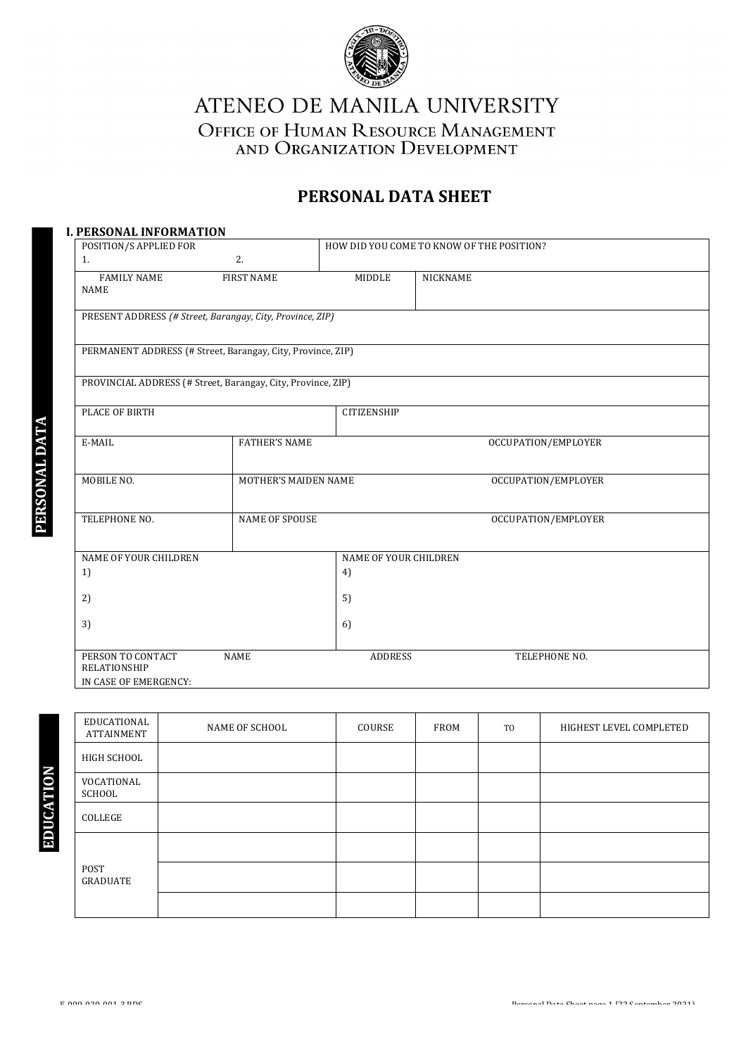# ATENEO DE MANILA UNIVERSITY

## Office of Human Resource Management and Organization Development

## PERSONAL DATA SHEET

**PERSONAL DATA**

### I. PERSONAL INFORMATION

| POSITION/S APPLIED FOR<br>1. 2. | HOW DID YOU COME TO KNOW OF THE POSITION? |
|---|---|
| FAMILY NAME FIRST NAME MIDDLE<br>NAME | NICKNAME |
| PRESENT ADDRESS *(# Street, Barangay, City, Province, ZIP)* | |
| PERMANENT ADDRESS (# Street, Barangay, City, Province, ZIP) | |
| PROVINCIAL ADDRESS (# Street, Barangay, City, Province, ZIP) | |
| PLACE OF BIRTH | CITIZENSHIP |

| E-MAIL | FATHER'S NAME | OCCUPATION/EMPLOYER |
|---|---|---|
| MOBILE NO. | MOTHER'S MAIDEN NAME | OCCUPATION/EMPLOYER |
| TELEPHONE NO. | NAME OF SPOUSE | OCCUPATION/EMPLOYER |

| NAME OF YOUR CHILDREN | NAME OF YOUR CHILDREN |
|---|---|
| 1) | 4) |
| 2) | 5) |
| 3) | 6) |

| PERSON TO CONTACT IN CASE OF EMERGENCY: | NAME | RELATIONSHIP | ADDRESS | TELEPHONE NO. |
|---|---|---|---|---|
| | | | | |

**EDUCATION**

| EDUCATIONAL ATTAINMENT | NAME OF SCHOOL | COURSE | FROM | TO | HIGHEST LEVEL COMPLETED |
|---|---|---|---|---|---|
| HIGH SCHOOL | | | | | |
| VOCATIONAL SCHOOL | | | | | |
| COLLEGE | | | | | |
| POST GRADUATE | | | | | |
| | | | | | |
| | | | | | |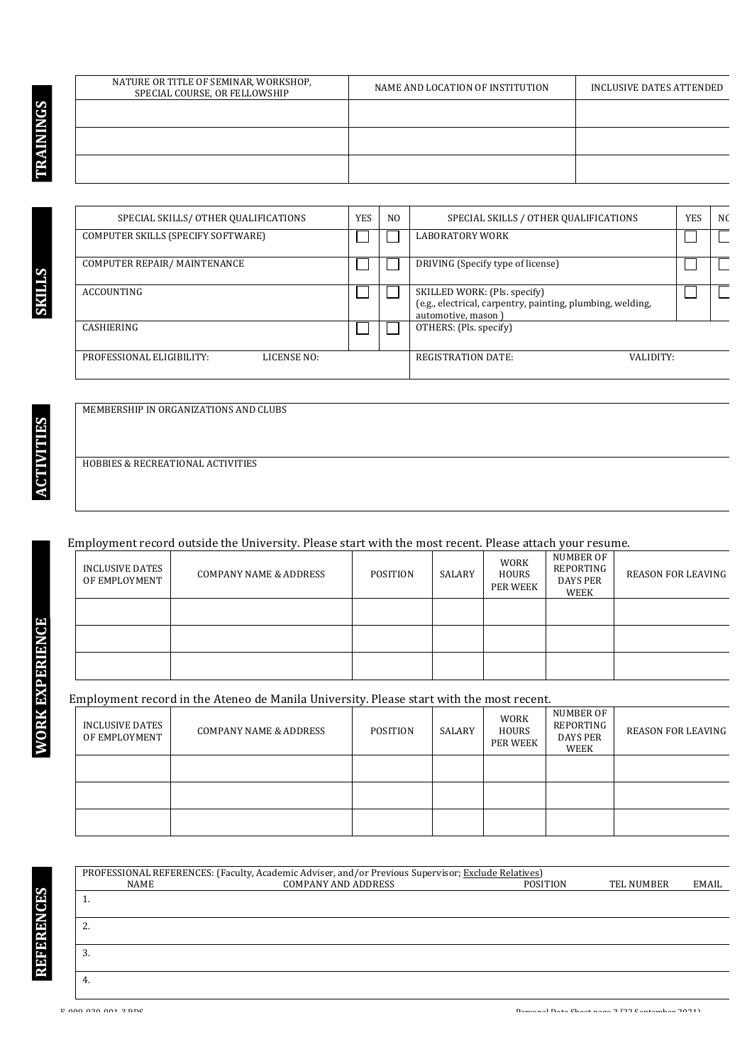## TRAININGS

| NATURE OR TITLE OF SEMINAR, WORKSHOP, SPECIAL COURSE, OR FELLOWSHIP | NAME AND LOCATION OF INSTITUTION | INCLUSIVE DATES ATTENDED |
|---|---|---|
| | | |
| | | |
| | | |

## SKILLS

| SPECIAL SKILLS/ OTHER QUALIFICATIONS | YES | NO | SPECIAL SKILLS / OTHER QUALIFICATIONS | YES | NO |
|---|---|---|---|---|---|
| COMPUTER SKILLS (SPECIFY SOFTWARE) | ☐ | ☐ | LABORATORY WORK | ☐ | ☐ |
| COMPUTER REPAIR/ MAINTENANCE | ☐ | ☐ | DRIVING (Specify type of license) | ☐ | ☐ |
| ACCOUNTING | ☐ | ☐ | SKILLED WORK: (Pls. specify) (e.g., electrical, carpentry, painting, plumbing, welding, automotive, mason ) | ☐ | ☐ |
| CASHIERING | ☐ | ☐ | OTHERS: (Pls. specify) | | |
| PROFESSIONAL ELIGIBILITY: LICENSE NO: | | | REGISTRATION DATE: VALIDITY: | | |

## ACTIVITIES

MEMBERSHIP IN ORGANIZATIONS AND CLUBS

HOBBIES & RECREATIONAL ACTIVITIES

## WORK EXPERIENCE

Employment record outside the University. Please start with the most recent. Please attach your resume.

| INCLUSIVE DATES OF EMPLOYMENT | COMPANY NAME & ADDRESS | POSITION | SALARY | WORK HOURS PER WEEK | NUMBER OF REPORTING DAYS PER WEEK | REASON FOR LEAVING |
|---|---|---|---|---|---|---|
| | | | | | | |
| | | | | | | |
| | | | | | | |

Employment record in the Ateneo de Manila University. Please start with the most recent.

| INCLUSIVE DATES OF EMPLOYMENT | COMPANY NAME & ADDRESS | POSITION | SALARY | WORK HOURS PER WEEK | NUMBER OF REPORTING DAYS PER WEEK | REASON FOR LEAVING |
|---|---|---|---|---|---|---|
| | | | | | | |
| | | | | | | |
| | | | | | | |

## REFERENCES

PROFESSIONAL REFERENCES: (Faculty, Academic Adviser, and/or Previous Supervisor; Exclude Relatives)

| NAME | COMPANY AND ADDRESS | POSITION | TEL NUMBER | EMAIL |
|---|---|---|---|---|
| 1. | | | | |
| 2. | | | | |
| 3. | | | | |
| 4. | | | | |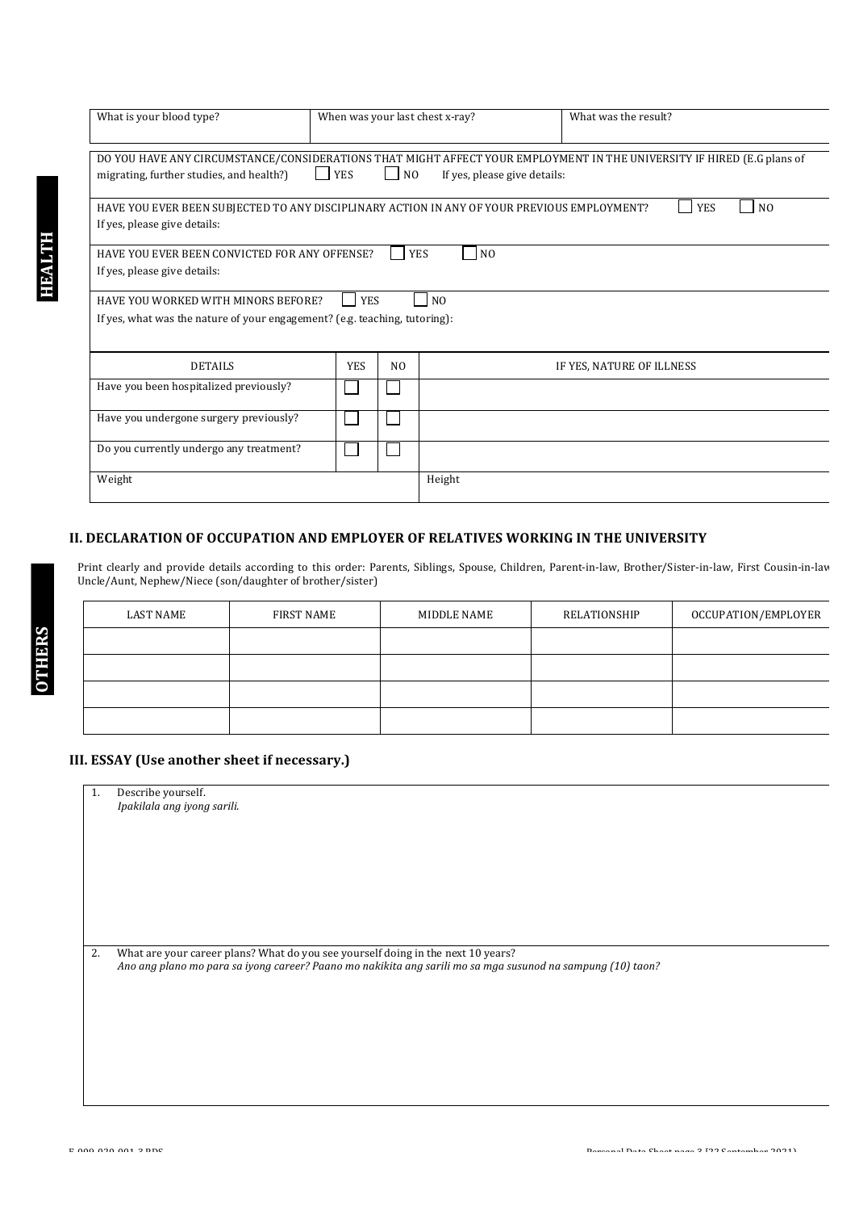**HEALTH**

| What is your blood type? | When was your last chest x-ray? | What was the result? |
|---|---|---|
| | | |

DO YOU HAVE ANY CIRCUMSTANCE/CONSIDERATIONS THAT MIGHT AFFECT YOUR EMPLOYMENT IN THE UNIVERSITY IF HIRED (E.G plans of migrating, further studies, and health?) ☐ YES ☐ NO If yes, please give details:

HAVE YOU EVER BEEN SUBJECTED TO ANY DISCIPLINARY ACTION IN ANY OF YOUR PREVIOUS EMPLOYMENT? ☐ YES ☐ NO
If yes, please give details:

HAVE YOU EVER BEEN CONVICTED FOR ANY OFFENSE? ☐ YES ☐ NO
If yes, please give details:

HAVE YOU WORKED WITH MINORS BEFORE? ☐ YES ☐ NO
If yes, what was the nature of your engagement? (e.g. teaching, tutoring):

| DETAILS | YES | NO | IF YES, NATURE OF ILLNESS |
|---|---|---|---|
| Have you been hospitalized previously? | ☐ | ☐ | |
| Have you undergone surgery previously? | ☐ | ☐ | |
| Do you currently undergo any treatment? | ☐ | ☐ | |
| Weight | | | Height |

## II. DECLARATION OF OCCUPATION AND EMPLOYER OF RELATIVES WORKING IN THE UNIVERSITY

**OTHERS**

Print clearly and provide details according to this order: Parents, Siblings, Spouse, Children, Parent-in-law, Brother/Sister-in-law, First Cousin-in-law Uncle/Aunt, Nephew/Niece (son/daughter of brother/sister)

| LAST NAME | FIRST NAME | MIDDLE NAME | RELATIONSHIP | OCCUPATION/EMPLOYER |
|---|---|---|---|---|
| | | | | |
| | | | | |
| | | | | |
| | | | | |

## III. ESSAY (Use another sheet if necessary.)

1. Describe yourself.
   *Ipakilala ang iyong sarili.*

2. What are your career plans? What do you see yourself doing in the next 10 years?
   *Ano ang plano mo para sa iyong career? Paano mo nakikita ang sarili mo sa mga susunod na sampung (10) taon?*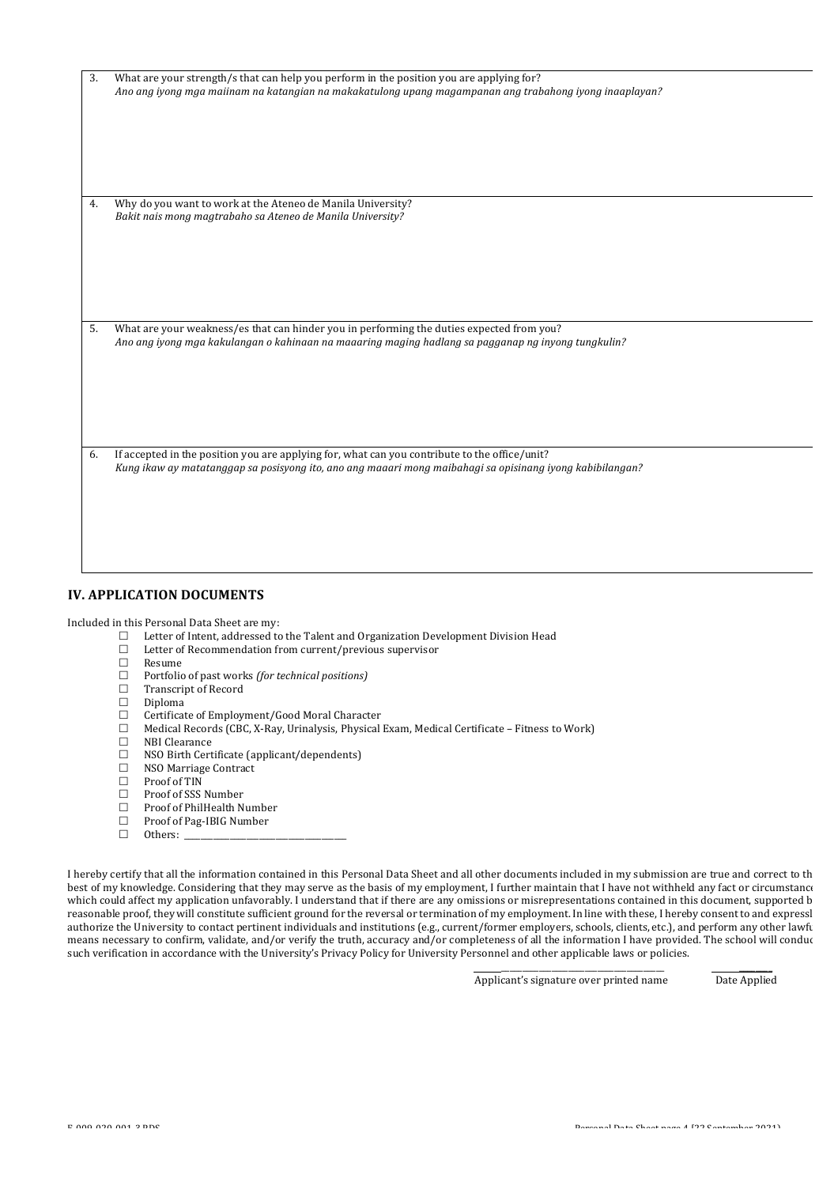3. What are your strength/s that can help you perform in the position you are applying for?
*Ano ang iyong mga maiinam na katangian na makakatulong upang magampanan ang trabahong iyong inaaplayan?*

4. Why do you want to work at the Ateneo de Manila University?
*Bakit nais mong magtrabaho sa Ateneo de Manila University?*

5. What are your weakness/es that can hinder you in performing the duties expected from you?
*Ano ang iyong mga kakulangan o kahinaan na maaaring maging hadlang sa pagganap ng inyong tungkulin?*

6. If accepted in the position you are applying for, what can you contribute to the office/unit?
*Kung ikaw ay matatanggap sa posisyong ito, ano ang maaari mong maibahagi sa opisinang iyong kabibilangan?*

## IV. APPLICATION DOCUMENTS

Included in this Personal Data Sheet are my:

- ☐ Letter of Intent, addressed to the Talent and Organization Development Division Head
- ☐ Letter of Recommendation from current/previous supervisor
- ☐ Resume
- ☐ Portfolio of past works *(for technical positions)*
- ☐ Transcript of Record
- ☐ Diploma
- ☐ Certificate of Employment/Good Moral Character
- ☐ Medical Records (CBC, X-Ray, Urinalysis, Physical Exam, Medical Certificate – Fitness to Work)
- ☐ NBI Clearance
- ☐ NSO Birth Certificate (applicant/dependents)
- ☐ NSO Marriage Contract
- ☐ Proof of TIN
- ☐ Proof of SSS Number
- ☐ Proof of PhilHealth Number
- ☐ Proof of Pag-IBIG Number
- ☐ Others: ____________________________

I hereby certify that all the information contained in this Personal Data Sheet and all other documents included in my submission are true and correct to th best of my knowledge. Considering that they may serve as the basis of my employment, I further maintain that I have not withheld any fact or circumstanc which could affect my application unfavorably. I understand that if there are any omissions or misrepresentations contained in this document, supported b reasonable proof, they will constitute sufficient ground for the reversal or termination of my employment. In line with these, I hereby consent to and expressl authorize the University to contact pertinent individuals and institutions (e.g., current/former employers, schools, clients, etc.), and perform any other lawfu means necessary to confirm, validate, and/or verify the truth, accuracy and/or completeness of all the information I have provided. The school will conduc such verification in accordance with the University's Privacy Policy for University Personnel and other applicable laws or policies.

_______________________________ Applicant's signature over printed name

__________ Date Applied